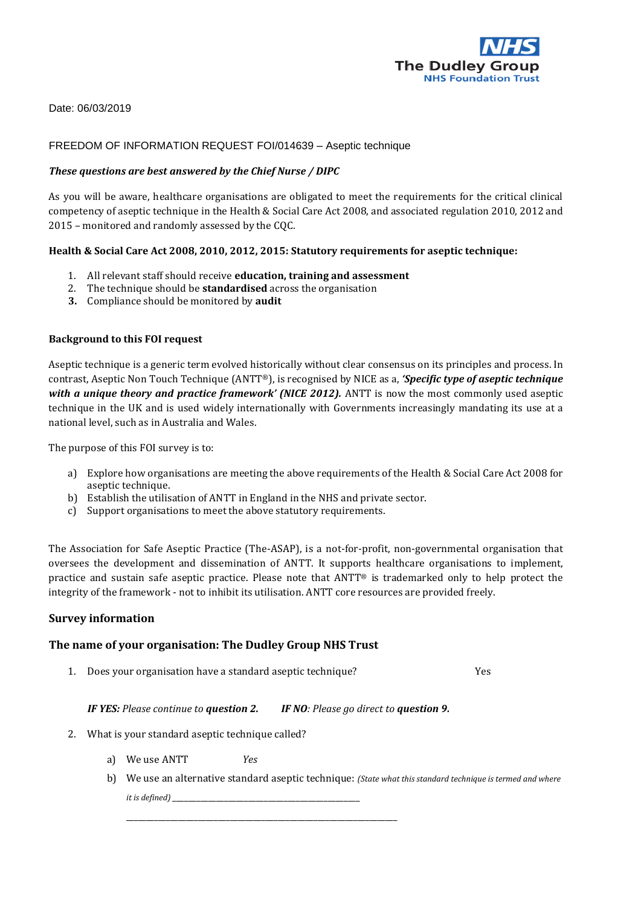NHS
The Dudley Group
NHS Foundation Trust

Date: 06/03/2019

FREEDOM OF INFORMATION REQUEST FOI/014639 – Aseptic technique

***These questions are best answered by the Chief Nurse / DIPC***

As you will be aware, healthcare organisations are obligated to meet the requirements for the critical clinical competency of aseptic technique in the Health & Social Care Act 2008, and associated regulation 2010, 2012 and 2015 – monitored and randomly assessed by the CQC.

**Health & Social Care Act 2008, 2010, 2012, 2015: Statutory requirements for aseptic technique:**

1. All relevant staff should receive **education, training and assessment**
2. The technique should be **standardised** across the organisation
3. Compliance should be monitored by **audit**

**Background to this FOI request**

Aseptic technique is a generic term evolved historically without clear consensus on its principles and process. In contrast, Aseptic Non Touch Technique (ANTT®), is recognised by NICE as a, ***'Specific type of aseptic technique with a unique theory and practice framework' (NICE 2012).*** ANTT is now the most commonly used aseptic technique in the UK and is used widely internationally with Governments increasingly mandating its use at a national level, such as in Australia and Wales.

The purpose of this FOI survey is to:

a) Explore how organisations are meeting the above requirements of the Health & Social Care Act 2008 for aseptic technique.
b) Establish the utilisation of ANTT in England in the NHS and private sector.
c) Support organisations to meet the above statutory requirements.

The Association for Safe Aseptic Practice (The-ASAP), is a not-for-profit, non-governmental organisation that oversees the development and dissemination of ANTT. It supports healthcare organisations to implement, practice and sustain safe aseptic practice. Please note that ANTT® is trademarked only to help protect the integrity of the framework - not to inhibit its utilisation. ANTT core resources are provided freely.

## Survey information

### The name of your organisation: The Dudley Group NHS Trust

1. Does your organisation have a standard aseptic technique? Yes

   ***IF YES:*** *Please continue to* ***question 2.*** ***IF NO****: Please go direct to* ***question 9.***

2. What is your standard aseptic technique called?

   a) We use ANTT *Yes*

   b) We use an alternative standard aseptic technique: *(State what this standard technique is termed and where it is defined)* ______________________________________________

   _____________________________________________________________________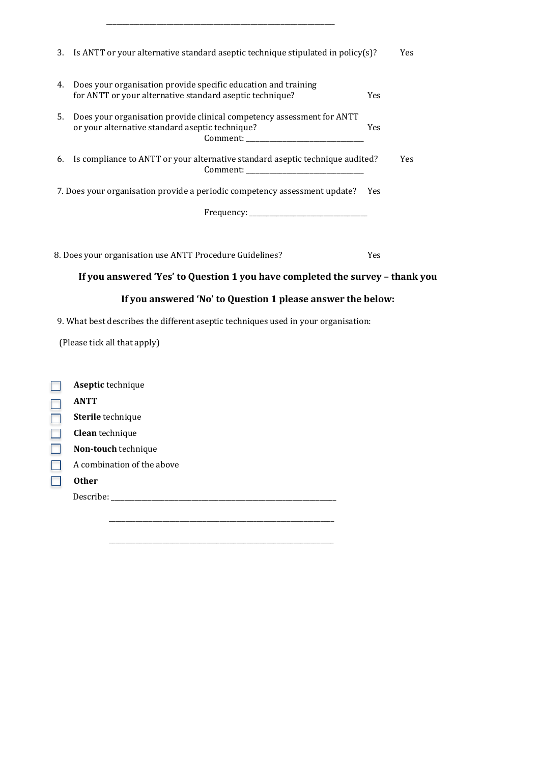\_\_\_\_\_\_\_\_\_\_\_\_\_\_\_\_\_\_\_\_\_\_\_\_\_\_\_\_\_\_\_\_\_\_\_\_\_\_\_\_\_\_\_\_\_\_\_\_\_\_\_\_\_\_\_\_\_\_\_\_\_\_\_\_\_\_

3. Is ANTT or your alternative standard aseptic technique stipulated in policy(s)? Yes

4. Does your organisation provide specific education and training for ANTT or your alternative standard aseptic technique? Yes

5. Does your organisation provide clinical competency assessment for ANTT or your alternative standard aseptic technique? Yes
   Comment: \_\_\_\_\_\_\_\_\_\_\_\_\_\_\_\_\_\_\_\_\_\_\_\_\_\_\_\_\_\_\_\_\_\_\_

6. Is compliance to ANTT or your alternative standard aseptic technique audited? Yes
   Comment: \_\_\_\_\_\_\_\_\_\_\_\_\_\_\_\_\_\_\_\_\_\_\_\_\_\_\_\_\_\_\_\_\_\_\_

7. Does your organisation provide a periodic competency assessment update? Yes
   Frequency: \_\_\_\_\_\_\_\_\_\_\_\_\_\_\_\_\_\_\_\_\_\_\_\_\_\_\_\_\_\_\_\_\_\_\_

8. Does your organisation use ANTT Procedure Guidelines? Yes

**If you answered 'Yes' to Question 1 you have completed the survey – thank you**

**If you answered 'No' to Question 1 please answer the below:**

9. What best describes the different aseptic techniques used in your organisation:

(Please tick all that apply)

- ☐ **Aseptic** technique
- ☐ **ANTT**
- ☐ **Sterile** technique
- ☐ **Clean** technique
- ☐ **Non-touch** technique
- ☐ A combination of the above
- ☐ **Other**

Describe: \_\_\_\_\_\_\_\_\_\_\_\_\_\_\_\_\_\_\_\_\_\_\_\_\_\_\_\_\_\_\_\_\_\_\_\_\_\_\_\_\_\_\_\_\_\_\_\_\_\_\_\_\_\_\_\_\_\_\_\_\_\_\_\_\_\_

\_\_\_\_\_\_\_\_\_\_\_\_\_\_\_\_\_\_\_\_\_\_\_\_\_\_\_\_\_\_\_\_\_\_\_\_\_\_\_\_\_\_\_\_\_\_\_\_\_\_\_\_\_\_\_\_\_\_\_\_\_\_\_\_\_\_

\_\_\_\_\_\_\_\_\_\_\_\_\_\_\_\_\_\_\_\_\_\_\_\_\_\_\_\_\_\_\_\_\_\_\_\_\_\_\_\_\_\_\_\_\_\_\_\_\_\_\_\_\_\_\_\_\_\_\_\_\_\_\_\_\_\_